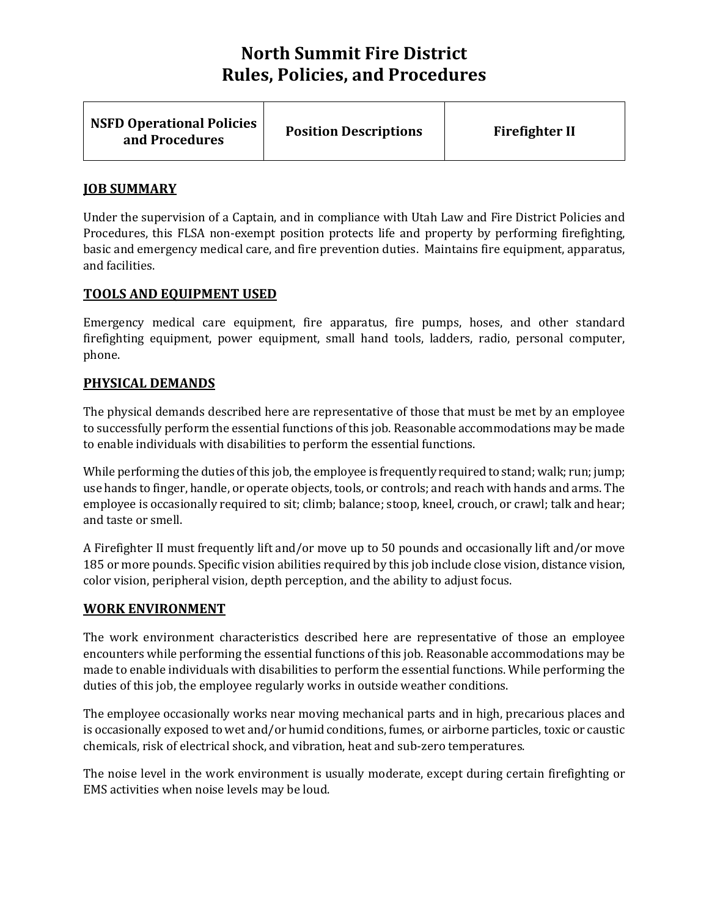# North Summit Fire District
# Rules, Policies, and Procedures

| NSFD Operational Policies and Procedures | Position Descriptions | Firefighter II |
|---|---|---|

## JOB SUMMARY

Under the supervision of a Captain, and in compliance with Utah Law and Fire District Policies and Procedures, this FLSA non-exempt position protects life and property by performing firefighting, basic and emergency medical care, and fire prevention duties. Maintains fire equipment, apparatus, and facilities.

## TOOLS AND EQUIPMENT USED

Emergency medical care equipment, fire apparatus, fire pumps, hoses, and other standard firefighting equipment, power equipment, small hand tools, ladders, radio, personal computer, phone.

## PHYSICAL DEMANDS

The physical demands described here are representative of those that must be met by an employee to successfully perform the essential functions of this job. Reasonable accommodations may be made to enable individuals with disabilities to perform the essential functions.

While performing the duties of this job, the employee is frequently required to stand; walk; run; jump; use hands to finger, handle, or operate objects, tools, or controls; and reach with hands and arms. The employee is occasionally required to sit; climb; balance; stoop, kneel, crouch, or crawl; talk and hear; and taste or smell.

A Firefighter II must frequently lift and/or move up to 50 pounds and occasionally lift and/or move 185 or more pounds. Specific vision abilities required by this job include close vision, distance vision, color vision, peripheral vision, depth perception, and the ability to adjust focus.

## WORK ENVIRONMENT

The work environment characteristics described here are representative of those an employee encounters while performing the essential functions of this job. Reasonable accommodations may be made to enable individuals with disabilities to perform the essential functions. While performing the duties of this job, the employee regularly works in outside weather conditions.

The employee occasionally works near moving mechanical parts and in high, precarious places and is occasionally exposed to wet and/or humid conditions, fumes, or airborne particles, toxic or caustic chemicals, risk of electrical shock, and vibration, heat and sub-zero temperatures.

The noise level in the work environment is usually moderate, except during certain firefighting or EMS activities when noise levels may be loud.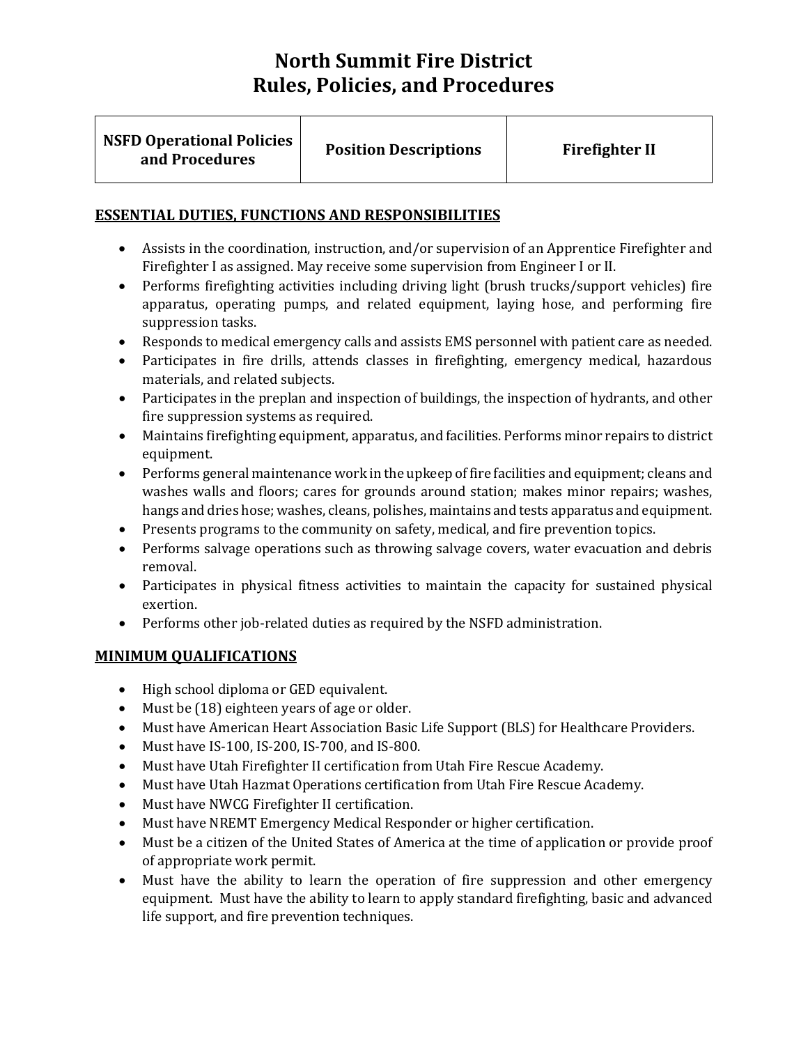# North Summit Fire District
# Rules, Policies, and Procedures

| NSFD Operational Policies and Procedures | Position Descriptions | Firefighter II |
|---|---|---|

## ESSENTIAL DUTIES, FUNCTIONS AND RESPONSIBILITIES

- Assists in the coordination, instruction, and/or supervision of an Apprentice Firefighter and Firefighter I as assigned. May receive some supervision from Engineer I or II.
- Performs firefighting activities including driving light (brush trucks/support vehicles) fire apparatus, operating pumps, and related equipment, laying hose, and performing fire suppression tasks.
- Responds to medical emergency calls and assists EMS personnel with patient care as needed.
- Participates in fire drills, attends classes in firefighting, emergency medical, hazardous materials, and related subjects.
- Participates in the preplan and inspection of buildings, the inspection of hydrants, and other fire suppression systems as required.
- Maintains firefighting equipment, apparatus, and facilities. Performs minor repairs to district equipment.
- Performs general maintenance work in the upkeep of fire facilities and equipment; cleans and washes walls and floors; cares for grounds around station; makes minor repairs; washes, hangs and dries hose; washes, cleans, polishes, maintains and tests apparatus and equipment.
- Presents programs to the community on safety, medical, and fire prevention topics.
- Performs salvage operations such as throwing salvage covers, water evacuation and debris removal.
- Participates in physical fitness activities to maintain the capacity for sustained physical exertion.
- Performs other job-related duties as required by the NSFD administration.

## MINIMUM QUALIFICATIONS

- High school diploma or GED equivalent.
- Must be (18) eighteen years of age or older.
- Must have American Heart Association Basic Life Support (BLS) for Healthcare Providers.
- Must have IS-100, IS-200, IS-700, and IS-800.
- Must have Utah Firefighter II certification from Utah Fire Rescue Academy.
- Must have Utah Hazmat Operations certification from Utah Fire Rescue Academy.
- Must have NWCG Firefighter II certification.
- Must have NREMT Emergency Medical Responder or higher certification.
- Must be a citizen of the United States of America at the time of application or provide proof of appropriate work permit.
- Must have the ability to learn the operation of fire suppression and other emergency equipment. Must have the ability to learn to apply standard firefighting, basic and advanced life support, and fire prevention techniques.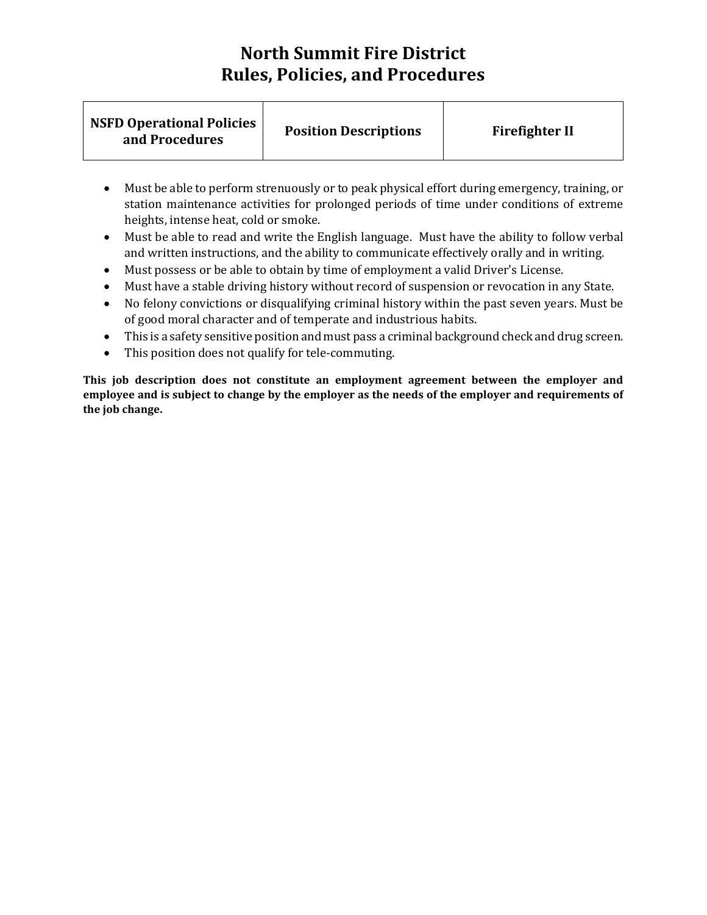- Must be able to perform strenuously or to peak physical effort during emergency, training, or station maintenance activities for prolonged periods of time under conditions of extreme heights, intense heat, cold or smoke.
- Must be able to read and write the English language. Must have the ability to follow verbal and written instructions, and the ability to communicate effectively orally and in writing.
- Must possess or be able to obtain by time of employment a valid Driver's License.
- Must have a stable driving history without record of suspension or revocation in any State.
- No felony convictions or disqualifying criminal history within the past seven years. Must be of good moral character and of temperate and industrious habits.
- This is a safety sensitive position and must pass a criminal background check and drug screen.
- This position does not qualify for tele-commuting.

**This job description does not constitute an employment agreement between the employer and employee and is subject to change by the employer as the needs of the employer and requirements of the job change.**